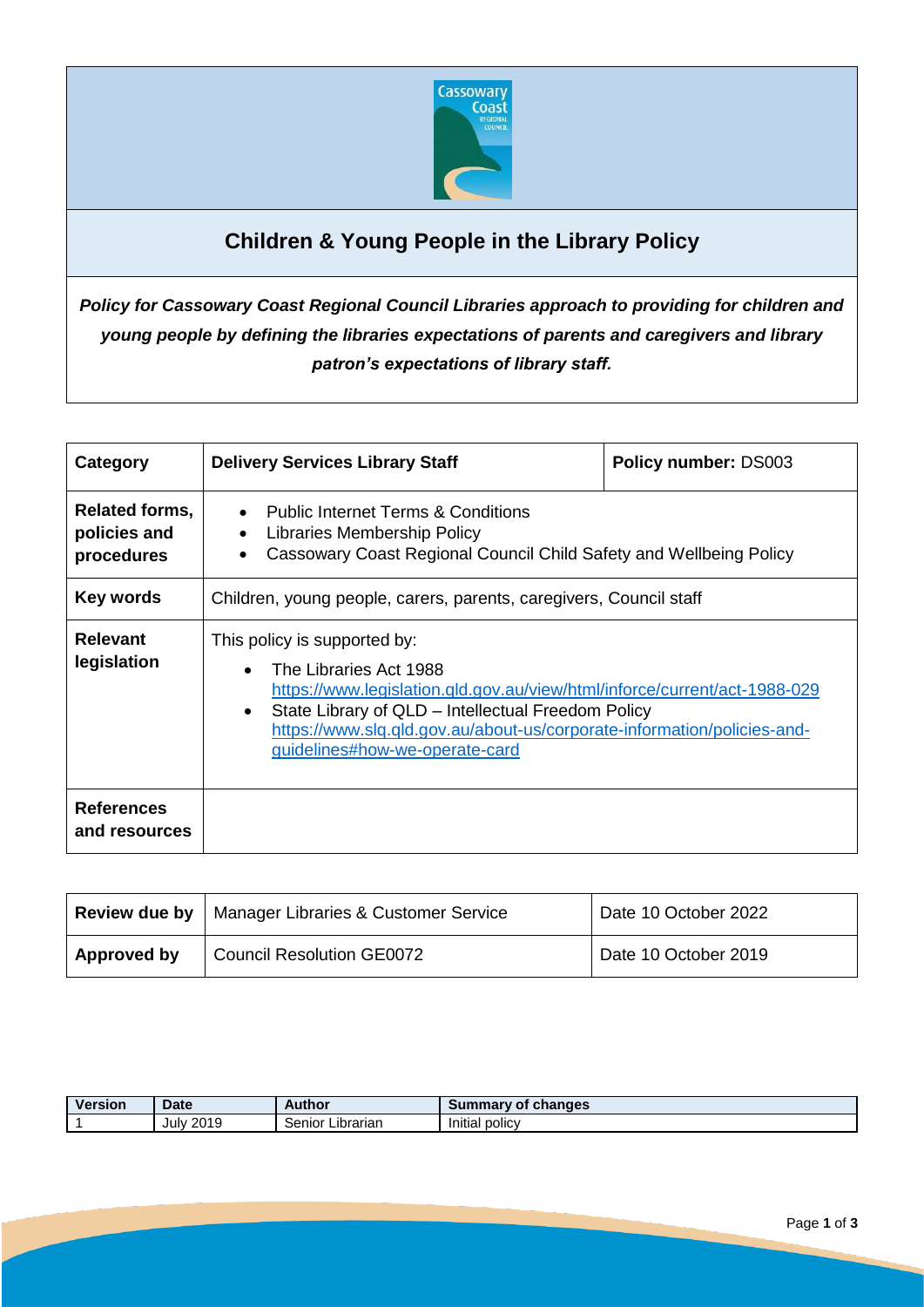# Children & Young People in the Library Policy

***Policy for Cassowary Coast Regional Council Libraries approach to providing for children and young people by defining the libraries expectations of parents and caregivers and library patron's expectations of library staff.***

| **Category** | **Delivery Services Library Staff** | **Policy number:** DS003 |
|---|---|---|
| **Related forms, policies and procedures** | • Public Internet Terms & Conditions<br>• Libraries Membership Policy<br>• Cassowary Coast Regional Council Child Safety and Wellbeing Policy | |
| **Key words** | Children, young people, carers, parents, caregivers, Council staff | |
| **Relevant legislation** | This policy is supported by:<br>• The Libraries Act 1988 https://www.legislation.qld.gov.au/view/html/inforce/current/act-1988-029<br>• State Library of QLD – Intellectual Freedom Policy https://www.slq.qld.gov.au/about-us/corporate-information/policies-and-guidelines#how-we-operate-card | |
| **References and resources** | | |

| **Review due by** | Manager Libraries & Customer Service | Date 10 October 2022 |
|---|---|---|
| **Approved by** | Council Resolution GE0072 | Date 10 October 2019 |

| Version | Date | Author | Summary of changes |
|---|---|---|---|
| 1 | July 2019 | Senior Librarian | Initial policy |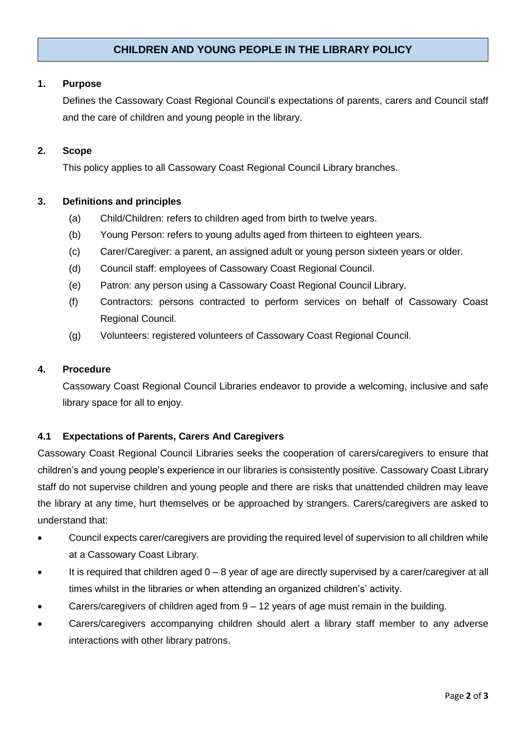# CHILDREN AND YOUNG PEOPLE IN THE LIBRARY POLICY

## 1. Purpose

Defines the Cassowary Coast Regional Council's expectations of parents, carers and Council staff and the care of children and young people in the library.

## 2. Scope

This policy applies to all Cassowary Coast Regional Council Library branches.

## 3. Definitions and principles

(a) Child/Children: refers to children aged from birth to twelve years.

(b) Young Person: refers to young adults aged from thirteen to eighteen years.

(c) Carer/Caregiver: a parent, an assigned adult or young person sixteen years or older.

(d) Council staff: employees of Cassowary Coast Regional Council.

(e) Patron: any person using a Cassowary Coast Regional Council Library.

(f) Contractors: persons contracted to perform services on behalf of Cassowary Coast Regional Council.

(g) Volunteers: registered volunteers of Cassowary Coast Regional Council.

## 4. Procedure

Cassowary Coast Regional Council Libraries endeavor to provide a welcoming, inclusive and safe library space for all to enjoy.

### 4.1 Expectations of Parents, Carers And Caregivers

Cassowary Coast Regional Council Libraries seeks the cooperation of carers/caregivers to ensure that children's and young people's experience in our libraries is consistently positive. Cassowary Coast Library staff do not supervise children and young people and there are risks that unattended children may leave the library at any time, hurt themselves or be approached by strangers. Carers/caregivers are asked to understand that:

- Council expects carer/caregivers are providing the required level of supervision to all children while at a Cassowary Coast Library.
- It is required that children aged 0 – 8 year of age are directly supervised by a carer/caregiver at all times whilst in the libraries or when attending an organized children's' activity.
- Carers/caregivers of children aged from 9 – 12 years of age must remain in the building.
- Carers/caregivers accompanying children should alert a library staff member to any adverse interactions with other library patrons.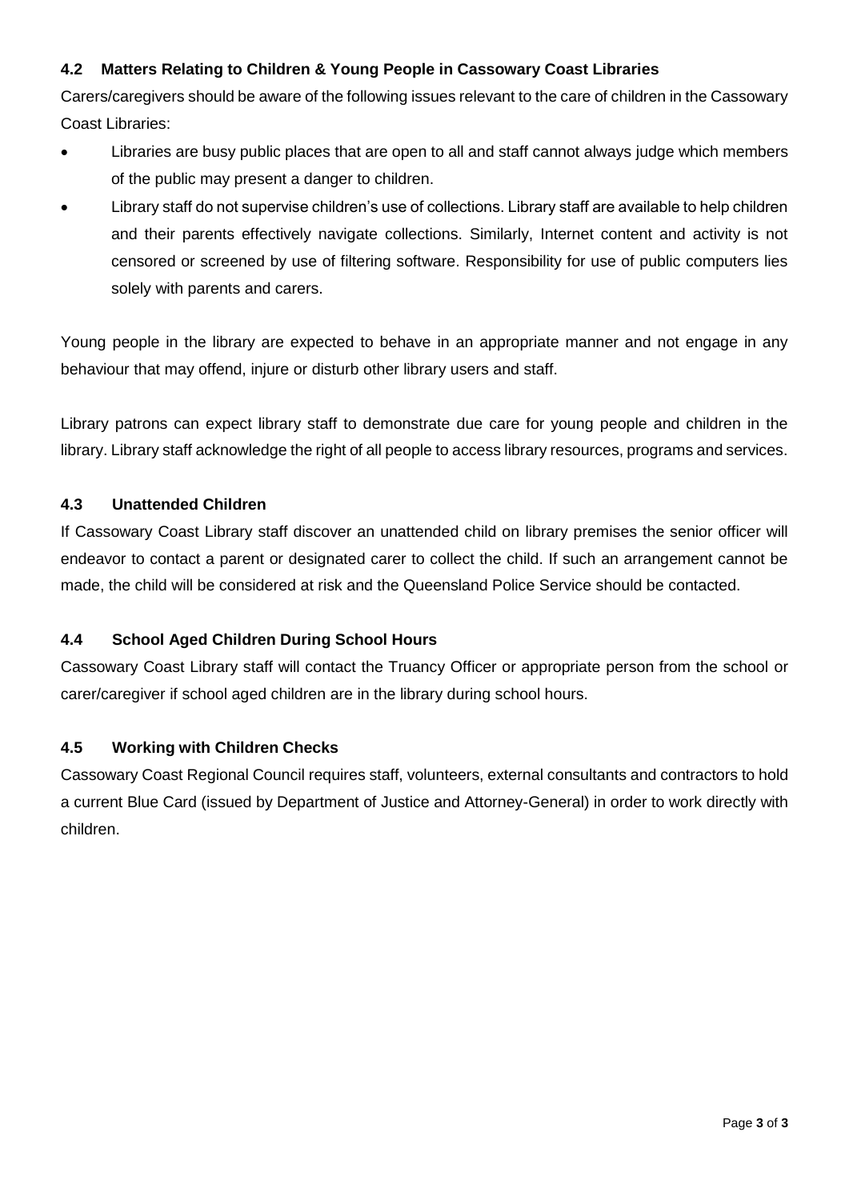### 4.2 Matters Relating to Children & Young People in Cassowary Coast Libraries

Carers/caregivers should be aware of the following issues relevant to the care of children in the Cassowary Coast Libraries:

- Libraries are busy public places that are open to all and staff cannot always judge which members of the public may present a danger to children.
- Library staff do not supervise children's use of collections. Library staff are available to help children and their parents effectively navigate collections. Similarly, Internet content and activity is not censored or screened by use of filtering software. Responsibility for use of public computers lies solely with parents and carers.

Young people in the library are expected to behave in an appropriate manner and not engage in any behaviour that may offend, injure or disturb other library users and staff.

Library patrons can expect library staff to demonstrate due care for young people and children in the library. Library staff acknowledge the right of all people to access library resources, programs and services.

### 4.3 Unattended Children

If Cassowary Coast Library staff discover an unattended child on library premises the senior officer will endeavor to contact a parent or designated carer to collect the child. If such an arrangement cannot be made, the child will be considered at risk and the Queensland Police Service should be contacted.

### 4.4 School Aged Children During School Hours

Cassowary Coast Library staff will contact the Truancy Officer or appropriate person from the school or carer/caregiver if school aged children are in the library during school hours.

### 4.5 Working with Children Checks

Cassowary Coast Regional Council requires staff, volunteers, external consultants and contractors to hold a current Blue Card (issued by Department of Justice and Attorney-General) in order to work directly with children.